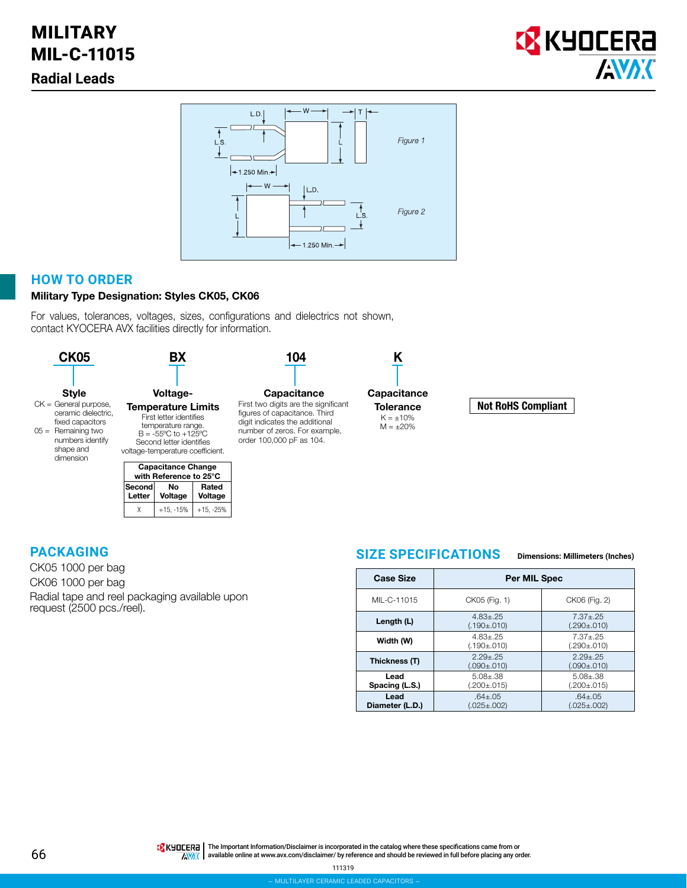# MILITARY
# MIL-C-11015
## Radial Leads

L.D. W T
L.S. L
1.250 Min.
Figure 1

W L.D.
L L.S.
1.250 Min.
Figure 2

## HOW TO ORDER

**Military Type Designation: Styles CK05, CK06**

For values, tolerances, voltages, sizes, configurations and dielectrics not shown, contact KYOCERA AVX facilities directly for information.

**CK05** — **Style**
CK = General purpose, ceramic dielectric, fixed capacitors
05 = Remaining two numbers identify shape and dimension

**BX** — **Voltage-Temperature Limits**
First letter identifies temperature range.
B = -55ºC to +125ºC
Second letter identifies voltage-temperature coefficient.

| Capacitance Change with Reference to 25°C | | |
|---|---|---|
| Second Letter | No Voltage | Rated Voltage |
| X | +15, -15% | +15, -25% |

**104** — **Capacitance**
First two digits are the significant figures of capacitance. Third digit indicates the additional number of zeros. For example, order 100,000 pF as 104.

**K** — **Capacitance Tolerance**
K = ±10%
M = ±20%

**Not RoHS Compliant**

## PACKAGING

CK05 1000 per bag
CK06 1000 per bag
Radial tape and reel packaging available upon request (2500 pcs./reel).

## SIZE SPECIFICATIONS

**Dimensions: Millimeters (Inches)**

| Case Size | Per MIL Spec | |
|---|---|---|
| MIL-C-11015 | CK05 (Fig. 1) | CK06 (Fig. 2) |
| **Length (L)** | 4.83±.25 (.190±.010) | 7.37±.25 (.290±.010) |
| **Width (W)** | 4.83±.25 (.190±.010) | 7.37±.25 (.290±.010) |
| **Thickness (T)** | 2.29±.25 (.090±.010) | 2.29±.25 (.090±.010) |
| **Lead Spacing (L.S.)** | 5.08±.38 (.200±.015) | 5.08±.38 (.200±.015) |
| **Lead Diameter (L.D.)** | .64±.05 (.025±.002) | .64±.05 (.025±.002) |

The Important Information/Disclaimer is incorporated in the catalog where these specifications came from or available online at www.avx.com/disclaimer/ by reference and should be reviewed in full before placing any order.

111319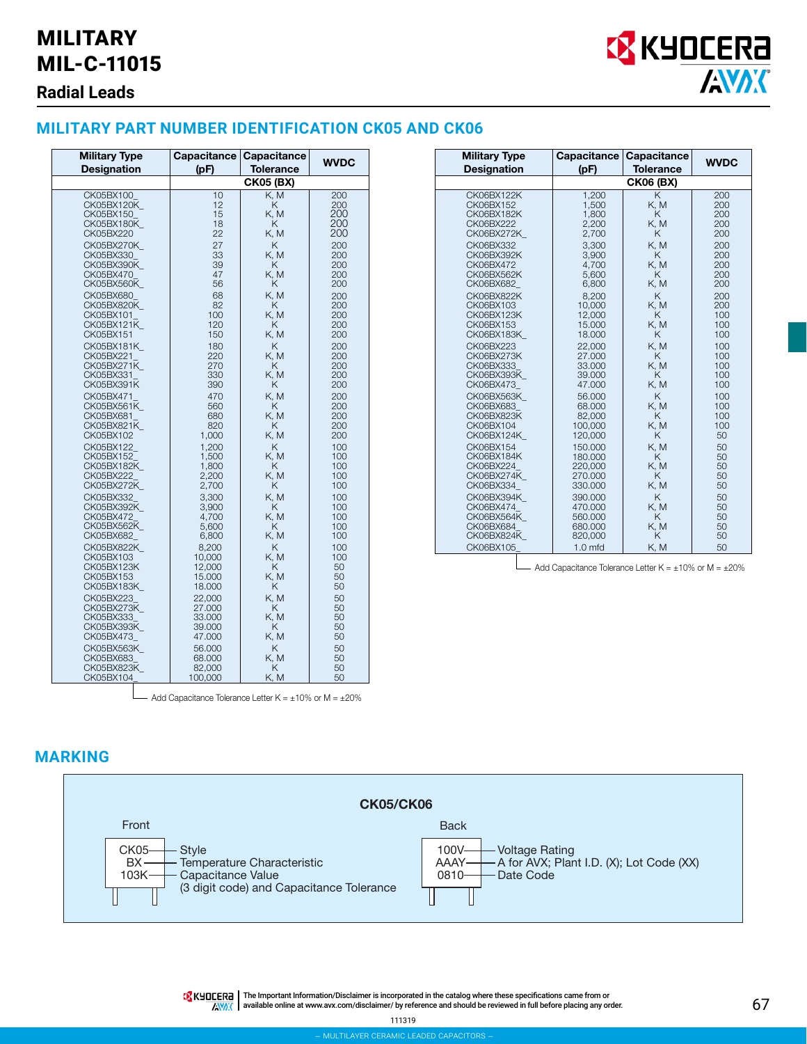# MILITARY MIL-C-11015

## Radial Leads

## MILITARY PART NUMBER IDENTIFICATION CK05 AND CK06

| Military Type Designation | Capacitance (pF) | Capacitance Tolerance | WVDC |
|---|---|---|---|
| | CK05 (BX) | | |
| CK05BX100_ | 10 | K, M | 200 |
| CK05BX120K_ | 12 | K | 200 |
| CK05BX150_ | 15 | K, M | 200 |
| CK05BX180K_ | 18 | K | 200 |
| CK05BX220 | 22 | K, M | 200 |
| CK05BX270K_ | 27 | K | 200 |
| CK05BX330_ | 33 | K, M | 200 |
| CK05BX390K_ | 39 | K | 200 |
| CK05BX470_ | 47 | K, M | 200 |
| CK05BX560K_ | 56 | K | 200 |
| CK05BX680_ | 68 | K, M | 200 |
| CK05BX820K_ | 82 | K | 200 |
| CK05BX101_ | 100 | K, M | 200 |
| CK05BX121K_ | 120 | K | 200 |
| CK05BX151 | 150 | K, M | 200 |
| CK05BX181K_ | 180 | K | 200 |
| CK05BX221_ | 220 | K, M | 200 |
| CK05BX271K_ | 270 | K | 200 |
| CK05BX331_ | 330 | K, M | 200 |
| CK05BX391K | 390 | K | 200 |
| CK05BX471_ | 470 | K, M | 200 |
| CK05BX561K_ | 560 | K | 200 |
| CK05BX681_ | 680 | K, M | 200 |
| CK05BX821K_ | 820 | K | 200 |
| CK05BX102 | 1,000 | K, M | 200 |
| CK05BX122_ | 1,200 | K | 100 |
| CK05BX152_ | 1,500 | K, M | 100 |
| CK05BX182K_ | 1,800 | K | 100 |
| CK05BX222_ | 2,200 | K, M | 100 |
| CK05BX272K_ | 2,700 | K | 100 |
| CK05BX332_ | 3,300 | K, M | 100 |
| CK05BX392K_ | 3,900 | K | 100 |
| CK05BX472_ | 4,700 | K, M | 100 |
| CK05BX562K_ | 5,600 | K | 100 |
| CK05BX682_ | 6,800 | K, M | 100 |
| CK05BX822K_ | 8,200 | K | 100 |
| CK05BX103 | 10,000 | K, M | 100 |
| CK05BX123K | 12,000 | K | 50 |
| CK05BX153 | 15.000 | K, M | 50 |
| CK05BX183K_ | 18.000 | K | 50 |
| CK05BX223_ | 22,000 | K, M | 50 |
| CK05BX273K_ | 27.000 | K | 50 |
| CK05BX333_ | 33.000 | K, M | 50 |
| CK05BX393K_ | 39.000 | K | 50 |
| CK05BX473_ | 47.000 | K, M | 50 |
| CK05BX563K_ | 56.000 | K | 50 |
| CK05BX683_ | 68.000 | K, M | 50 |
| CK05BX823K_ | 82,000 | K | 50 |
| CK05BX104_ | 100,000 | K, M | 50 |

Add Capacitance Tolerance Letter K = ±10% or M = ±20%

| Military Type Designation | Capacitance (pF) | Capacitance Tolerance | WVDC |
|---|---|---|---|
| | CK06 (BX) | | |
| CK06BX122K | 1,200 | K | 200 |
| CK06BX152 | 1,500 | K, M | 200 |
| CK06BX182K | 1,800 | K | 200 |
| CK06BX222 | 2,200 | K, M | 200 |
| CK06BX272K_ | 2,700 | K | 200 |
| CK06BX332 | 3,300 | K, M | 200 |
| CK06BX392K | 3,900 | K | 200 |
| CK06BX472 | 4,700 | K, M | 200 |
| CK06BX562K | 5,600 | K | 200 |
| CK06BX682_ | 6,800 | K, M | 200 |
| CK06BX822K | 8,200 | K | 200 |
| CK06BX103 | 10,000 | K, M | 200 |
| CK06BX123K | 12,000 | K | 100 |
| CK06BX153 | 15.000 | K, M | 100 |
| CK06BX183K_ | 18.000 | K | 100 |
| CK06BX223 | 22,000 | K, M | 100 |
| CK06BX273K | 27.000 | K | 100 |
| CK06BX333_ | 33.000 | K, M | 100 |
| CK06BX393K_ | 39.000 | K | 100 |
| CK06BX473_ | 47.000 | K, M | 100 |
| CK06BX563K_ | 56.000 | K | 100 |
| CK06BX683_ | 68.000 | K, M | 100 |
| CK06BX823K | 82,000 | K | 100 |
| CK06BX104 | 100,000 | K, M | 100 |
| CK06BX124K_ | 120,000 | K | 50 |
| CK06BX154 | 150.000 | K, M | 50 |
| CK06BX184K | 180.000 | K | 50 |
| CK06BX224_ | 220,000 | K, M | 50 |
| CK06BX274K_ | 270.000 | K | 50 |
| CK06BX334_ | 330.000 | K, M | 50 |
| CK06BX394K_ | 390.000 | K | 50 |
| CK06BX474_ | 470.000 | K, M | 50 |
| CK06BX564K_ | 560.000 | K | 50 |
| CK06BX684_ | 680.000 | K, M | 50 |
| CK06BX824K_ | 820,000 | K | 50 |
| CK06BX105_ | 1.0 mfd | K, M | 50 |

Add Capacitance Tolerance Letter K = ±10% or M = ±20%

## MARKING

**CK05/CK06**

Front

CK05 — Style
BX — Temperature Characteristic
103K — Capacitance Value (3 digit code) and Capacitance Tolerance

Back

100V — Voltage Rating
AAAY — A for AVX; Plant I.D. (X); Lot Code (XX)
0810 — Date Code

The Important Information/Disclaimer is incorporated in the catalog where these specifications came from or available online at www.avx.com/disclaimer/ by reference and should be reviewed in full before placing any order.

111319